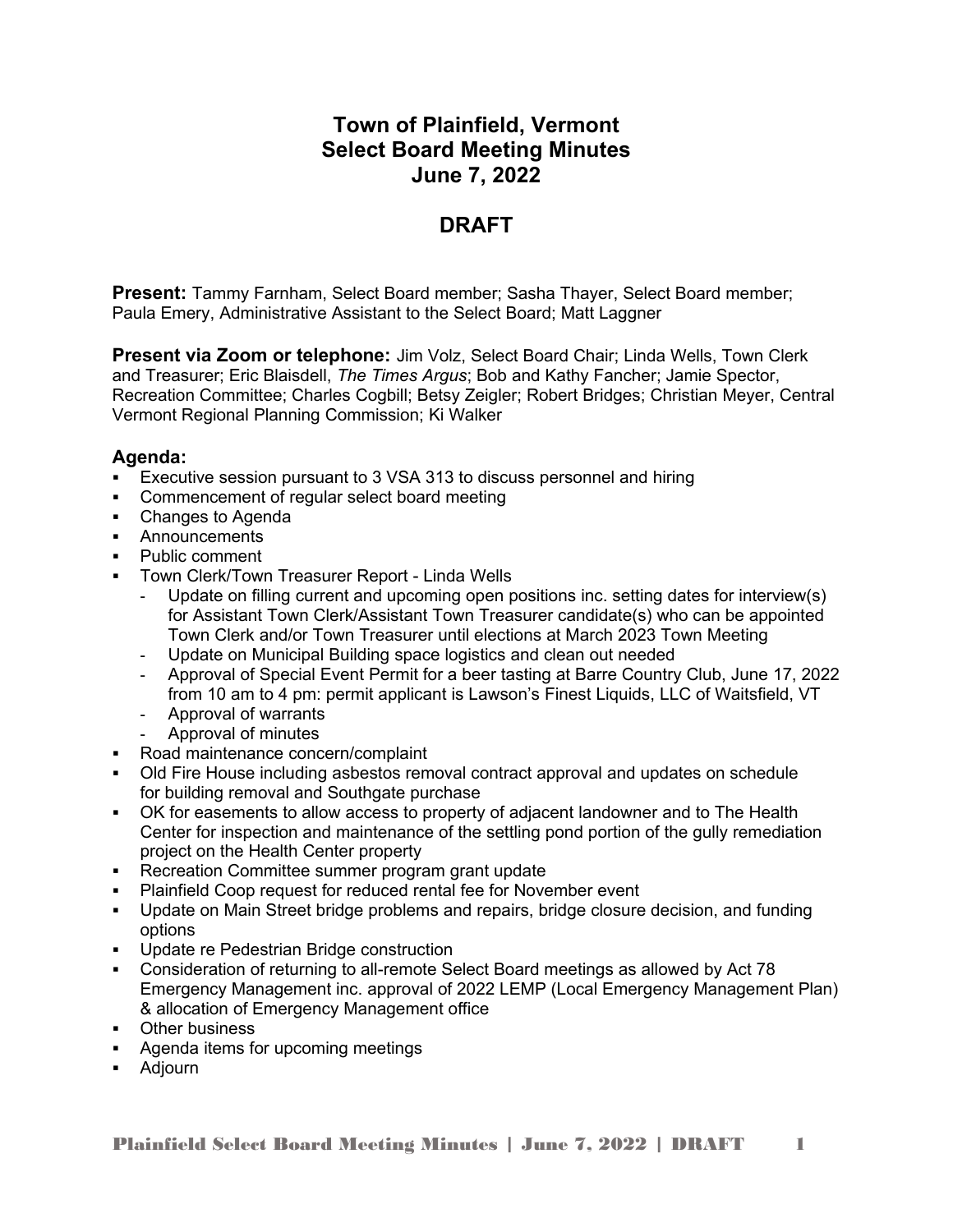# Town of Plainfield, Vermont
# Select Board Meeting Minutes
# June 7, 2022

## DRAFT

**Present:** Tammy Farnham, Select Board member; Sasha Thayer, Select Board member; Paula Emery, Administrative Assistant to the Select Board; Matt Laggner

**Present via Zoom or telephone:** Jim Volz, Select Board Chair; Linda Wells, Town Clerk and Treasurer; Eric Blaisdell, *The Times Argus*; Bob and Kathy Fancher; Jamie Spector, Recreation Committee; Charles Cogbill; Betsy Zeigler; Robert Bridges; Christian Meyer, Central Vermont Regional Planning Commission; Ki Walker

### Agenda:

- Executive session pursuant to 3 VSA 313 to discuss personnel and hiring
- Commencement of regular select board meeting
- Changes to Agenda
- Announcements
- Public comment
- Town Clerk/Town Treasurer Report - Linda Wells
  - Update on filling current and upcoming open positions inc. setting dates for interview(s) for Assistant Town Clerk/Assistant Town Treasurer candidate(s) who can be appointed Town Clerk and/or Town Treasurer until elections at March 2023 Town Meeting
  - Update on Municipal Building space logistics and clean out needed
  - Approval of Special Event Permit for a beer tasting at Barre Country Club, June 17, 2022 from 10 am to 4 pm: permit applicant is Lawson's Finest Liquids, LLC of Waitsfield, VT
  - Approval of warrants
  - Approval of minutes
- Road maintenance concern/complaint
- Old Fire House including asbestos removal contract approval and updates on schedule for building removal and Southgate purchase
- OK for easements to allow access to property of adjacent landowner and to The Health Center for inspection and maintenance of the settling pond portion of the gully remediation project on the Health Center property
- Recreation Committee summer program grant update
- Plainfield Coop request for reduced rental fee for November event
- Update on Main Street bridge problems and repairs, bridge closure decision, and funding options
- Update re Pedestrian Bridge construction
- Consideration of returning to all-remote Select Board meetings as allowed by Act 78 Emergency Management inc. approval of 2022 LEMP (Local Emergency Management Plan) & allocation of Emergency Management office
- Other business
- Agenda items for upcoming meetings
- Adjourn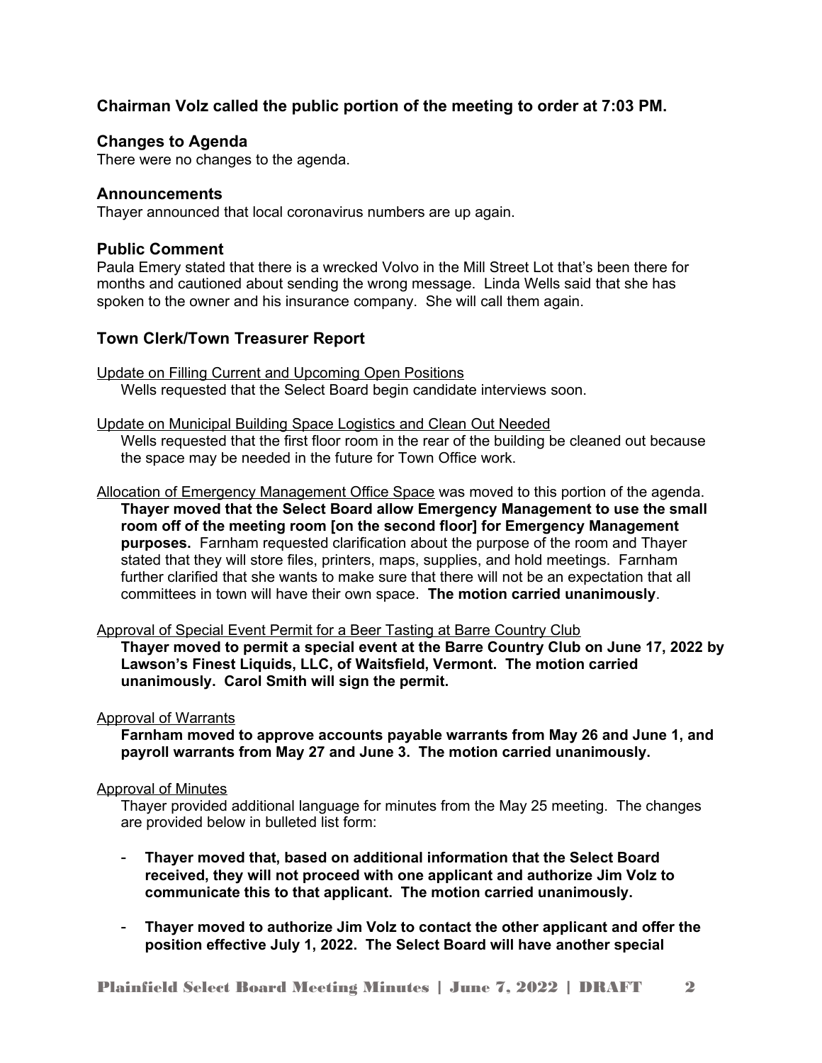### Chairman Volz called the public portion of the meeting to order at 7:03 PM.

### Changes to Agenda

There were no changes to the agenda.

### Announcements

Thayer announced that local coronavirus numbers are up again.

### Public Comment

Paula Emery stated that there is a wrecked Volvo in the Mill Street Lot that's been there for months and cautioned about sending the wrong message. Linda Wells said that she has spoken to the owner and his insurance company. She will call them again.

### Town Clerk/Town Treasurer Report

<u>Update on Filling Current and Upcoming Open Positions</u>

Wells requested that the Select Board begin candidate interviews soon.

<u>Update on Municipal Building Space Logistics and Clean Out Needed</u>

Wells requested that the first floor room in the rear of the building be cleaned out because the space may be needed in the future for Town Office work.

<u>Allocation of Emergency Management Office Space</u> was moved to this portion of the agenda.

**Thayer moved that the Select Board allow Emergency Management to use the small room off of the meeting room [on the second floor] for Emergency Management purposes.** Farnham requested clarification about the purpose of the room and Thayer stated that they will store files, printers, maps, supplies, and hold meetings. Farnham further clarified that she wants to make sure that there will not be an expectation that all committees in town will have their own space. **The motion carried unanimously**.

<u>Approval of Special Event Permit for a Beer Tasting at Barre Country Club</u>

**Thayer moved to permit a special event at the Barre Country Club on June 17, 2022 by Lawson's Finest Liquids, LLC, of Waitsfield, Vermont. The motion carried unanimously. Carol Smith will sign the permit.**

<u>Approval of Warrants</u>

**Farnham moved to approve accounts payable warrants from May 26 and June 1, and payroll warrants from May 27 and June 3. The motion carried unanimously.**

<u>Approval of Minutes</u>

Thayer provided additional language for minutes from the May 25 meeting. The changes are provided below in bulleted list form:

- **Thayer moved that, based on additional information that the Select Board received, they will not proceed with one applicant and authorize Jim Volz to communicate this to that applicant. The motion carried unanimously.**

- **Thayer moved to authorize Jim Volz to contact the other applicant and offer the position effective July 1, 2022. The Select Board will have another special**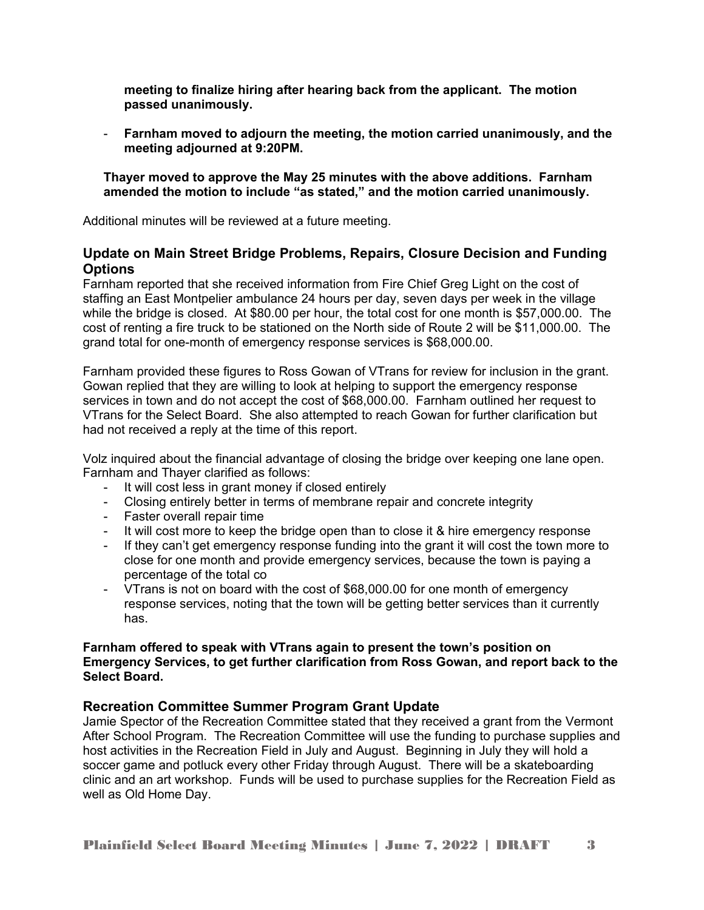**meeting to finalize hiring after hearing back from the applicant. The motion passed unanimously.**

- **Farnham moved to adjourn the meeting, the motion carried unanimously, and the meeting adjourned at 9:20PM.**

**Thayer moved to approve the May 25 minutes with the above additions. Farnham amended the motion to include "as stated," and the motion carried unanimously.**

Additional minutes will be reviewed at a future meeting.

## Update on Main Street Bridge Problems, Repairs, Closure Decision and Funding Options

Farnham reported that she received information from Fire Chief Greg Light on the cost of staffing an East Montpelier ambulance 24 hours per day, seven days per week in the village while the bridge is closed. At $80.00 per hour, the total cost for one month is $57,000.00. The cost of renting a fire truck to be stationed on the North side of Route 2 will be $11,000.00. The grand total for one-month of emergency response services is $68,000.00.

Farnham provided these figures to Ross Gowan of VTrans for review for inclusion in the grant. Gowan replied that they are willing to look at helping to support the emergency response services in town and do not accept the cost of $68,000.00. Farnham outlined her request to VTrans for the Select Board. She also attempted to reach Gowan for further clarification but had not received a reply at the time of this report.

Volz inquired about the financial advantage of closing the bridge over keeping one lane open. Farnham and Thayer clarified as follows:

- It will cost less in grant money if closed entirely
- Closing entirely better in terms of membrane repair and concrete integrity
- Faster overall repair time
- It will cost more to keep the bridge open than to close it & hire emergency response
- If they can't get emergency response funding into the grant it will cost the town more to close for one month and provide emergency services, because the town is paying a percentage of the total co
- VTrans is not on board with the cost of $68,000.00 for one month of emergency response services, noting that the town will be getting better services than it currently has.

**Farnham offered to speak with VTrans again to present the town's position on Emergency Services, to get further clarification from Ross Gowan, and report back to the Select Board.**

## Recreation Committee Summer Program Grant Update

Jamie Spector of the Recreation Committee stated that they received a grant from the Vermont After School Program. The Recreation Committee will use the funding to purchase supplies and host activities in the Recreation Field in July and August. Beginning in July they will hold a soccer game and potluck every other Friday through August. There will be a skateboarding clinic and an art workshop. Funds will be used to purchase supplies for the Recreation Field as well as Old Home Day.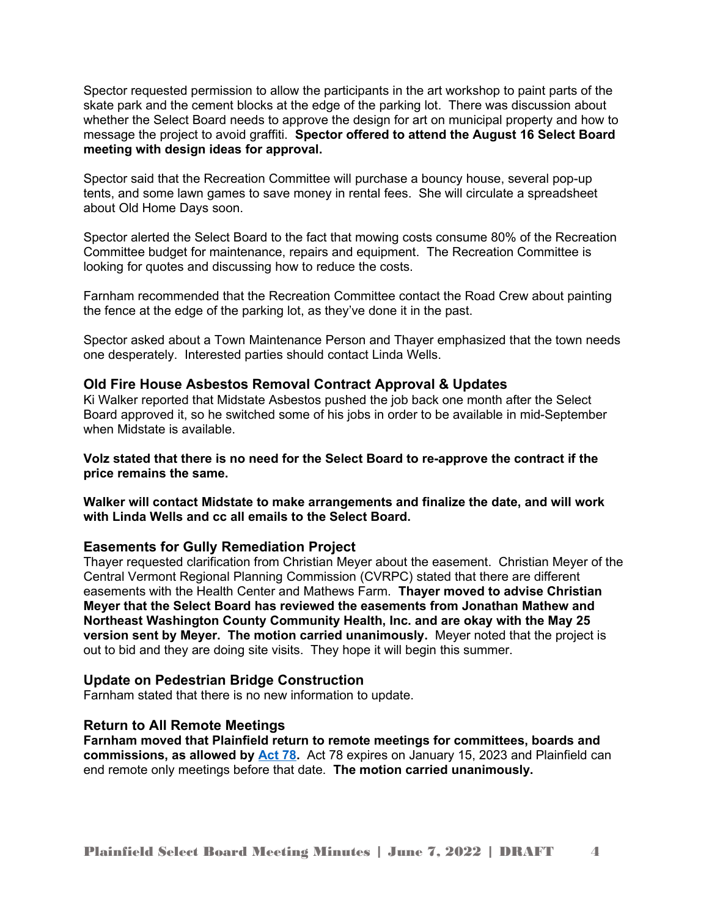Spector requested permission to allow the participants in the art workshop to paint parts of the skate park and the cement blocks at the edge of the parking lot. There was discussion about whether the Select Board needs to approve the design for art on municipal property and how to message the project to avoid graffiti. **Spector offered to attend the August 16 Select Board meeting with design ideas for approval.**

Spector said that the Recreation Committee will purchase a bouncy house, several pop-up tents, and some lawn games to save money in rental fees. She will circulate a spreadsheet about Old Home Days soon.

Spector alerted the Select Board to the fact that mowing costs consume 80% of the Recreation Committee budget for maintenance, repairs and equipment. The Recreation Committee is looking for quotes and discussing how to reduce the costs.

Farnham recommended that the Recreation Committee contact the Road Crew about painting the fence at the edge of the parking lot, as they've done it in the past.

Spector asked about a Town Maintenance Person and Thayer emphasized that the town needs one desperately. Interested parties should contact Linda Wells.

### Old Fire House Asbestos Removal Contract Approval & Updates

Ki Walker reported that Midstate Asbestos pushed the job back one month after the Select Board approved it, so he switched some of his jobs in order to be available in mid-September when Midstate is available.

**Volz stated that there is no need for the Select Board to re-approve the contract if the price remains the same.**

**Walker will contact Midstate to make arrangements and finalize the date, and will work with Linda Wells and cc all emails to the Select Board.**

### Easements for Gully Remediation Project

Thayer requested clarification from Christian Meyer about the easement. Christian Meyer of the Central Vermont Regional Planning Commission (CVRPC) stated that there are different easements with the Health Center and Mathews Farm. **Thayer moved to advise Christian Meyer that the Select Board has reviewed the easements from Jonathan Mathew and Northeast Washington County Community Health, Inc. and are okay with the May 25 version sent by Meyer. The motion carried unanimously.** Meyer noted that the project is out to bid and they are doing site visits. They hope it will begin this summer.

### Update on Pedestrian Bridge Construction

Farnham stated that there is no new information to update.

### Return to All Remote Meetings

**Farnham moved that Plainfield return to remote meetings for committees, boards and commissions, as allowed by Act 78.** Act 78 expires on January 15, 2023 and Plainfield can end remote only meetings before that date. **The motion carried unanimously.**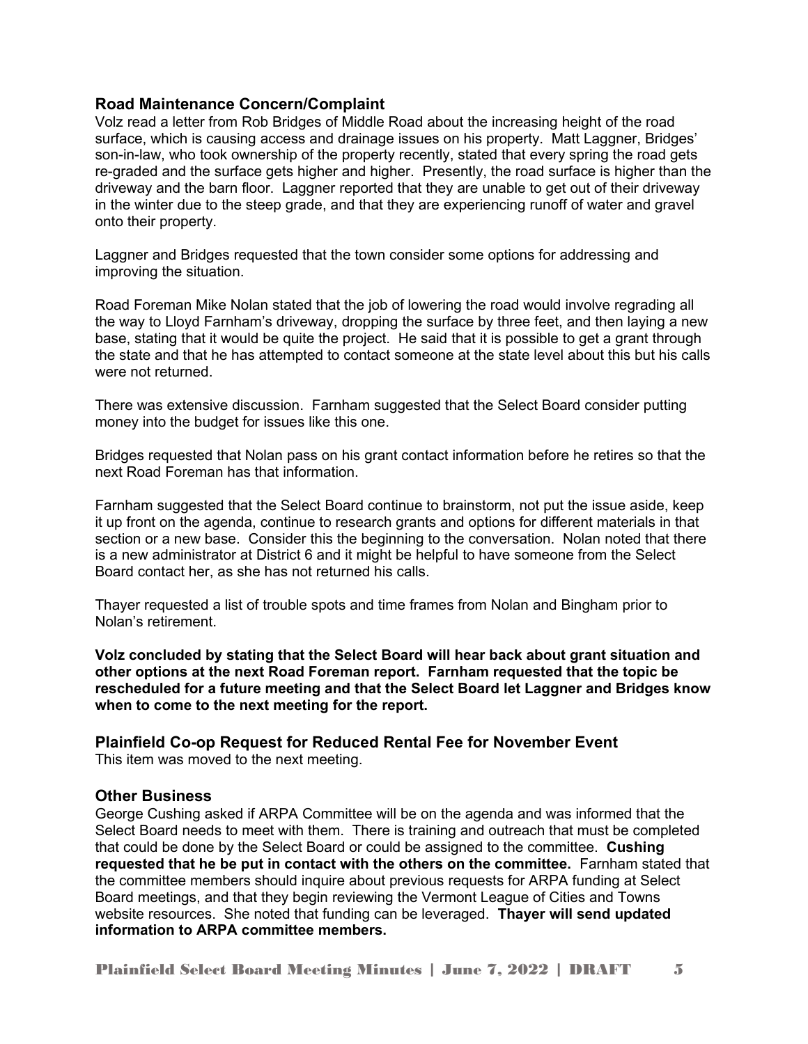### Road Maintenance Concern/Complaint

Volz read a letter from Rob Bridges of Middle Road about the increasing height of the road surface, which is causing access and drainage issues on his property. Matt Laggner, Bridges' son-in-law, who took ownership of the property recently, stated that every spring the road gets re-graded and the surface gets higher and higher. Presently, the road surface is higher than the driveway and the barn floor. Laggner reported that they are unable to get out of their driveway in the winter due to the steep grade, and that they are experiencing runoff of water and gravel onto their property.

Laggner and Bridges requested that the town consider some options for addressing and improving the situation.

Road Foreman Mike Nolan stated that the job of lowering the road would involve regrading all the way to Lloyd Farnham's driveway, dropping the surface by three feet, and then laying a new base, stating that it would be quite the project. He said that it is possible to get a grant through the state and that he has attempted to contact someone at the state level about this but his calls were not returned.

There was extensive discussion. Farnham suggested that the Select Board consider putting money into the budget for issues like this one.

Bridges requested that Nolan pass on his grant contact information before he retires so that the next Road Foreman has that information.

Farnham suggested that the Select Board continue to brainstorm, not put the issue aside, keep it up front on the agenda, continue to research grants and options for different materials in that section or a new base. Consider this the beginning to the conversation. Nolan noted that there is a new administrator at District 6 and it might be helpful to have someone from the Select Board contact her, as she has not returned his calls.

Thayer requested a list of trouble spots and time frames from Nolan and Bingham prior to Nolan's retirement.

**Volz concluded by stating that the Select Board will hear back about grant situation and other options at the next Road Foreman report. Farnham requested that the topic be rescheduled for a future meeting and that the Select Board let Laggner and Bridges know when to come to the next meeting for the report.**

### Plainfield Co-op Request for Reduced Rental Fee for November Event

This item was moved to the next meeting.

### Other Business

George Cushing asked if ARPA Committee will be on the agenda and was informed that the Select Board needs to meet with them. There is training and outreach that must be completed that could be done by the Select Board or could be assigned to the committee. **Cushing requested that he be put in contact with the others on the committee.** Farnham stated that the committee members should inquire about previous requests for ARPA funding at Select Board meetings, and that they begin reviewing the Vermont League of Cities and Towns website resources. She noted that funding can be leveraged. **Thayer will send updated information to ARPA committee members.**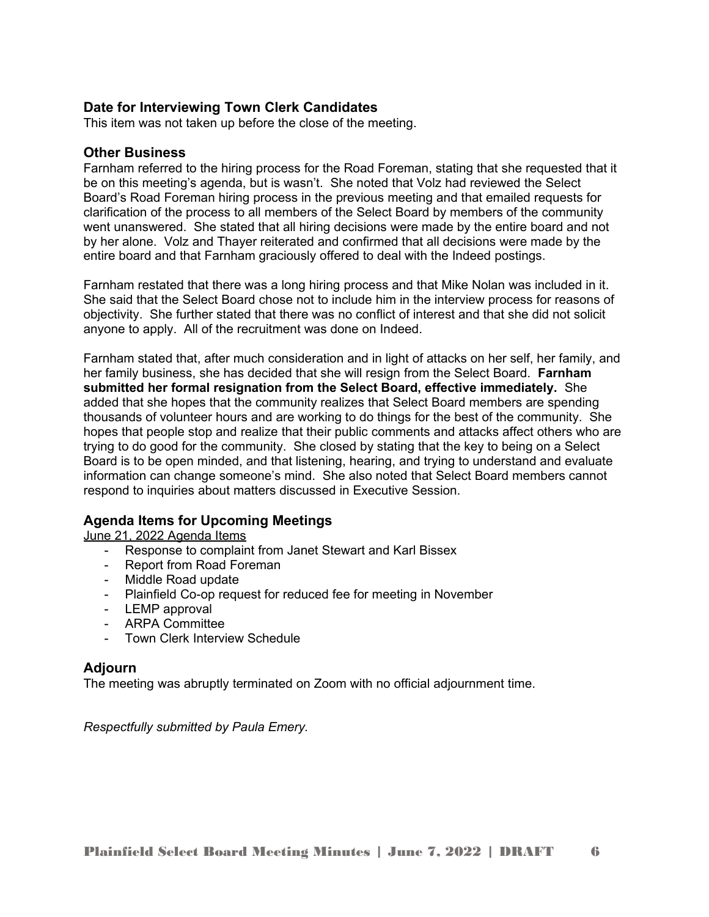## Date for Interviewing Town Clerk Candidates

This item was not taken up before the close of the meeting.

## Other Business

Farnham referred to the hiring process for the Road Foreman, stating that she requested that it be on this meeting's agenda, but is wasn't. She noted that Volz had reviewed the Select Board's Road Foreman hiring process in the previous meeting and that emailed requests for clarification of the process to all members of the Select Board by members of the community went unanswered. She stated that all hiring decisions were made by the entire board and not by her alone. Volz and Thayer reiterated and confirmed that all decisions were made by the entire board and that Farnham graciously offered to deal with the Indeed postings.

Farnham restated that there was a long hiring process and that Mike Nolan was included in it. She said that the Select Board chose not to include him in the interview process for reasons of objectivity. She further stated that there was no conflict of interest and that she did not solicit anyone to apply. All of the recruitment was done on Indeed.

Farnham stated that, after much consideration and in light of attacks on her self, her family, and her family business, she has decided that she will resign from the Select Board. **Farnham submitted her formal resignation from the Select Board, effective immediately.** She added that she hopes that the community realizes that Select Board members are spending thousands of volunteer hours and are working to do things for the best of the community. She hopes that people stop and realize that their public comments and attacks affect others who are trying to do good for the community. She closed by stating that the key to being on a Select Board is to be open minded, and that listening, hearing, and trying to understand and evaluate information can change someone's mind. She also noted that Select Board members cannot respond to inquiries about matters discussed in Executive Session.

## Agenda Items for Upcoming Meetings

<u>June 21, 2022 Agenda Items</u>

- Response to complaint from Janet Stewart and Karl Bissex
- Report from Road Foreman
- Middle Road update
- Plainfield Co-op request for reduced fee for meeting in November
- LEMP approval
- ARPA Committee
- Town Clerk Interview Schedule

## Adjourn

The meeting was abruptly terminated on Zoom with no official adjournment time.

*Respectfully submitted by Paula Emery.*